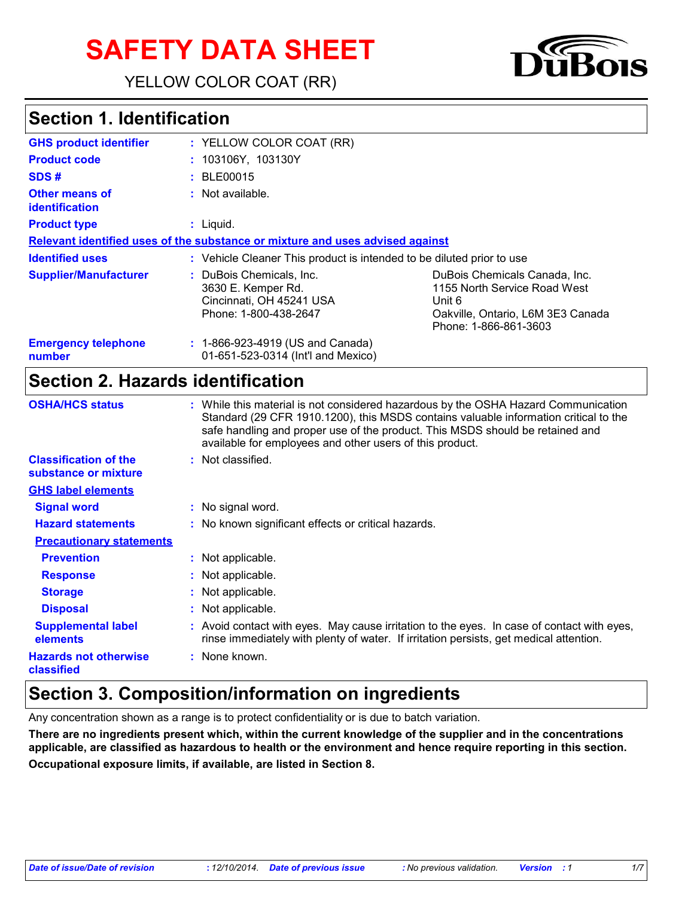# SAFETY DATA SHEET

YELLOW COLOR COAT (RR)

DuBois

## Section 1. Identification

| | |
|---|---|
| **GHS product identifier** | : YELLOW COLOR COAT (RR) |
| **Product code** | : 103106Y, 103130Y |
| **SDS #** | : BLE00015 |
| **Other means of identification** | : Not available. |
| **Product type** | : Liquid. |

**Relevant identified uses of the substance or mixture and uses advised against**

| | | |
|---|---|---|
| **Identified uses** | : Vehicle Cleaner This product is intended to be diluted prior to use | |
| **Supplier/Manufacturer** | : DuBois Chemicals, Inc.<br>3630 E. Kemper Rd.<br>Cincinnati, OH 45241 USA<br>Phone: 1-800-438-2647 | DuBois Chemicals Canada, Inc.<br>1155 North Service Road West<br>Unit 6<br>Oakville, Ontario, L6M 3E3 Canada<br>Phone: 1-866-861-3603 |
| **Emergency telephone number** | : 1-866-923-4919 (US and Canada)<br>01-651-523-0314 (Int'l and Mexico) | |

## Section 2. Hazards identification

| | |
|---|---|
| **OSHA/HCS status** | : While this material is not considered hazardous by the OSHA Hazard Communication Standard (29 CFR 1910.1200), this MSDS contains valuable information critical to the safe handling and proper use of the product. This MSDS should be retained and available for employees and other users of this product. |
| **Classification of the substance or mixture** | : Not classified. |

**GHS label elements**

| | |
|---|---|
| **Signal word** | : No signal word. |
| **Hazard statements** | : No known significant effects or critical hazards. |

**Precautionary statements**

| | |
|---|---|
| **Prevention** | : Not applicable. |
| **Response** | : Not applicable. |
| **Storage** | : Not applicable. |
| **Disposal** | : Not applicable. |
| **Supplemental label elements** | : Avoid contact with eyes. May cause irritation to the eyes. In case of contact with eyes, rinse immediately with plenty of water. If irritation persists, get medical attention. |
| **Hazards not otherwise classified** | : None known. |

## Section 3. Composition/information on ingredients

Any concentration shown as a range is to protect confidentiality or is due to batch variation.

**There are no ingredients present which, within the current knowledge of the supplier and in the concentrations applicable, are classified as hazardous to health or the environment and hence require reporting in this section.**

**Occupational exposure limits, if available, are listed in Section 8.**

*Date of issue/Date of revision : 12/10/2014. Date of previous issue : No previous validation. Version : 1*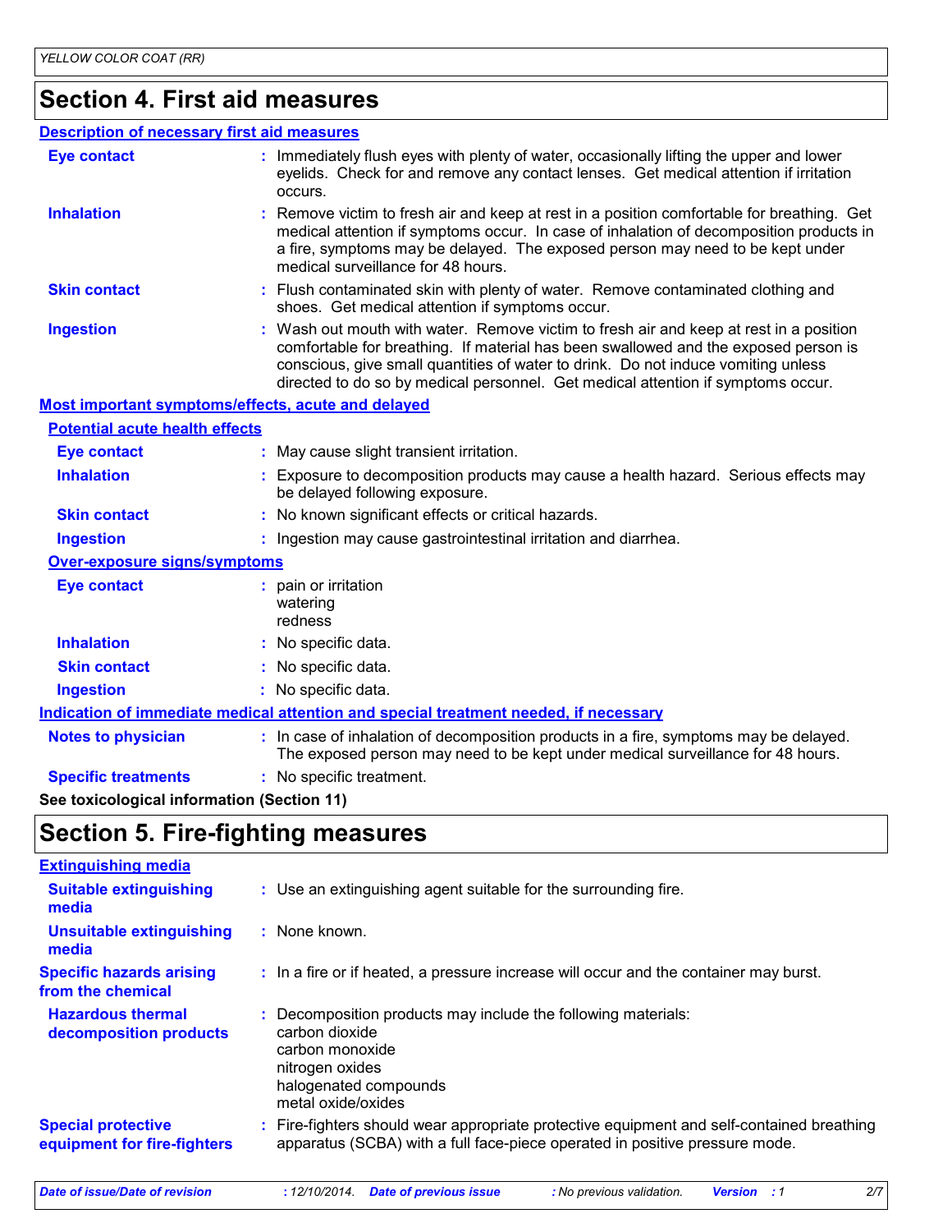## Section 4. First aid measures

**Description of necessary first aid measures**

**Eye contact** : Immediately flush eyes with plenty of water, occasionally lifting the upper and lower eyelids. Check for and remove any contact lenses. Get medical attention if irritation occurs.

**Inhalation** : Remove victim to fresh air and keep at rest in a position comfortable for breathing. Get medical attention if symptoms occur. In case of inhalation of decomposition products in a fire, symptoms may be delayed. The exposed person may need to be kept under medical surveillance for 48 hours.

**Skin contact** : Flush contaminated skin with plenty of water. Remove contaminated clothing and shoes. Get medical attention if symptoms occur.

**Ingestion** : Wash out mouth with water. Remove victim to fresh air and keep at rest in a position comfortable for breathing. If material has been swallowed and the exposed person is conscious, give small quantities of water to drink. Do not induce vomiting unless directed to do so by medical personnel. Get medical attention if symptoms occur.

**Most important symptoms/effects, acute and delayed**

**Potential acute health effects**

**Eye contact** : May cause slight transient irritation.

**Inhalation** : Exposure to decomposition products may cause a health hazard. Serious effects may be delayed following exposure.

**Skin contact** : No known significant effects or critical hazards.

**Ingestion** : Ingestion may cause gastrointestinal irritation and diarrhea.

**Over-exposure signs/symptoms**

**Eye contact** : pain or irritation
watering
redness

**Inhalation** : No specific data.

**Skin contact** : No specific data.

**Ingestion** : No specific data.

**Indication of immediate medical attention and special treatment needed, if necessary**

**Notes to physician** : In case of inhalation of decomposition products in a fire, symptoms may be delayed. The exposed person may need to be kept under medical surveillance for 48 hours.

**Specific treatments** : No specific treatment.

**See toxicological information (Section 11)**

## Section 5. Fire-fighting measures

**Extinguishing media**

**Suitable extinguishing media** : Use an extinguishing agent suitable for the surrounding fire.

**Unsuitable extinguishing media** : None known.

**Specific hazards arising from the chemical** : In a fire or if heated, a pressure increase will occur and the container may burst.

**Hazardous thermal decomposition products** : Decomposition products may include the following materials:
carbon dioxide
carbon monoxide
nitrogen oxides
halogenated compounds
metal oxide/oxides

**Special protective equipment for fire-fighters** : Fire-fighters should wear appropriate protective equipment and self-contained breathing apparatus (SCBA) with a full face-piece operated in positive pressure mode.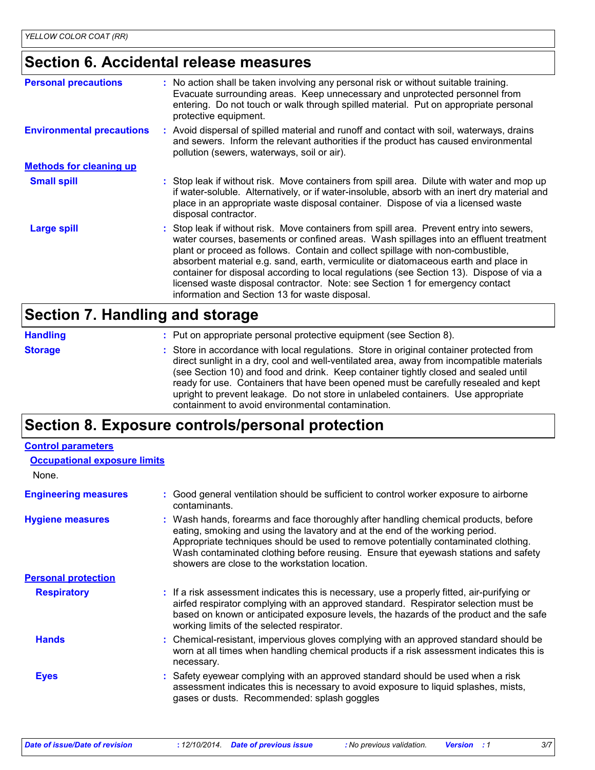## Section 6. Accidental release measures

**Personal precautions** : No action shall be taken involving any personal risk or without suitable training. Evacuate surrounding areas. Keep unnecessary and unprotected personnel from entering. Do not touch or walk through spilled material. Put on appropriate personal protective equipment.

**Environmental precautions** : Avoid dispersal of spilled material and runoff and contact with soil, waterways, drains and sewers. Inform the relevant authorities if the product has caused environmental pollution (sewers, waterways, soil or air).

**Methods for cleaning up**

**Small spill** : Stop leak if without risk. Move containers from spill area. Dilute with water and mop up if water-soluble. Alternatively, or if water-insoluble, absorb with an inert dry material and place in an appropriate waste disposal container. Dispose of via a licensed waste disposal contractor.

**Large spill** : Stop leak if without risk. Move containers from spill area. Prevent entry into sewers, water courses, basements or confined areas. Wash spillages into an effluent treatment plant or proceed as follows. Contain and collect spillage with non-combustible, absorbent material e.g. sand, earth, vermiculite or diatomaceous earth and place in container for disposal according to local regulations (see Section 13). Dispose of via a licensed waste disposal contractor. Note: see Section 1 for emergency contact information and Section 13 for waste disposal.

## Section 7. Handling and storage

**Handling** : Put on appropriate personal protective equipment (see Section 8).

**Storage** : Store in accordance with local regulations. Store in original container protected from direct sunlight in a dry, cool and well-ventilated area, away from incompatible materials (see Section 10) and food and drink. Keep container tightly closed and sealed until ready for use. Containers that have been opened must be carefully resealed and kept upright to prevent leakage. Do not store in unlabeled containers. Use appropriate containment to avoid environmental contamination.

## Section 8. Exposure controls/personal protection

**Control parameters**

**Occupational exposure limits**

None.

**Engineering measures** : Good general ventilation should be sufficient to control worker exposure to airborne contaminants.

**Hygiene measures** : Wash hands, forearms and face thoroughly after handling chemical products, before eating, smoking and using the lavatory and at the end of the working period. Appropriate techniques should be used to remove potentially contaminated clothing. Wash contaminated clothing before reusing. Ensure that eyewash stations and safety showers are close to the workstation location.

**Personal protection**

**Respiratory** : If a risk assessment indicates this is necessary, use a properly fitted, air-purifying or airfed respirator complying with an approved standard. Respirator selection must be based on known or anticipated exposure levels, the hazards of the product and the safe working limits of the selected respirator.

**Hands** : Chemical-resistant, impervious gloves complying with an approved standard should be worn at all times when handling chemical products if a risk assessment indicates this is necessary.

**Eyes** : Safety eyewear complying with an approved standard should be used when a risk assessment indicates this is necessary to avoid exposure to liquid splashes, mists, gases or dusts. Recommended: splash goggles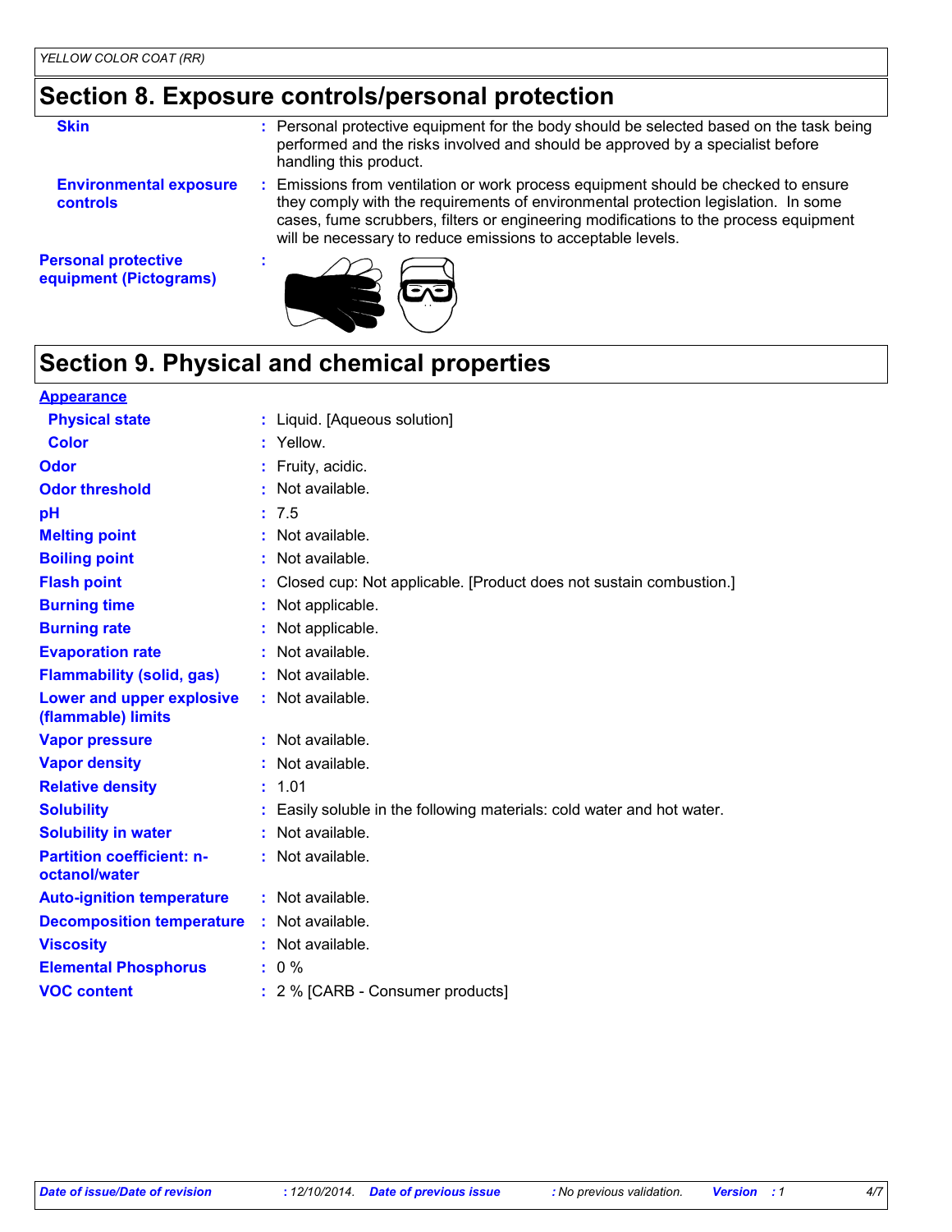## Section 8. Exposure controls/personal protection

**Skin** : Personal protective equipment for the body should be selected based on the task being performed and the risks involved and should be approved by a specialist before handling this product.

**Environmental exposure controls** : Emissions from ventilation or work process equipment should be checked to ensure they comply with the requirements of environmental protection legislation. In some cases, fume scrubbers, filters or engineering modifications to the process equipment will be necessary to reduce emissions to acceptable levels.

**Personal protective equipment (Pictograms)** :

## Section 9. Physical and chemical properties

**Appearance**

| | |
|---|---|
| **Physical state** | : Liquid. [Aqueous solution] |
| **Color** | : Yellow. |
| **Odor** | : Fruity, acidic. |
| **Odor threshold** | : Not available. |
| **pH** | : 7.5 |
| **Melting point** | : Not available. |
| **Boiling point** | : Not available. |
| **Flash point** | : Closed cup: Not applicable. [Product does not sustain combustion.] |
| **Burning time** | : Not applicable. |
| **Burning rate** | : Not applicable. |
| **Evaporation rate** | : Not available. |
| **Flammability (solid, gas)** | : Not available. |
| **Lower and upper explosive (flammable) limits** | : Not available. |
| **Vapor pressure** | : Not available. |
| **Vapor density** | : Not available. |
| **Relative density** | : 1.01 |
| **Solubility** | : Easily soluble in the following materials: cold water and hot water. |
| **Solubility in water** | : Not available. |
| **Partition coefficient: n-octanol/water** | : Not available. |
| **Auto-ignition temperature** | : Not available. |
| **Decomposition temperature** | : Not available. |
| **Viscosity** | : Not available. |
| **Elemental Phosphorus** | : 0 % |
| **VOC content** | : 2 % [CARB - Consumer products] |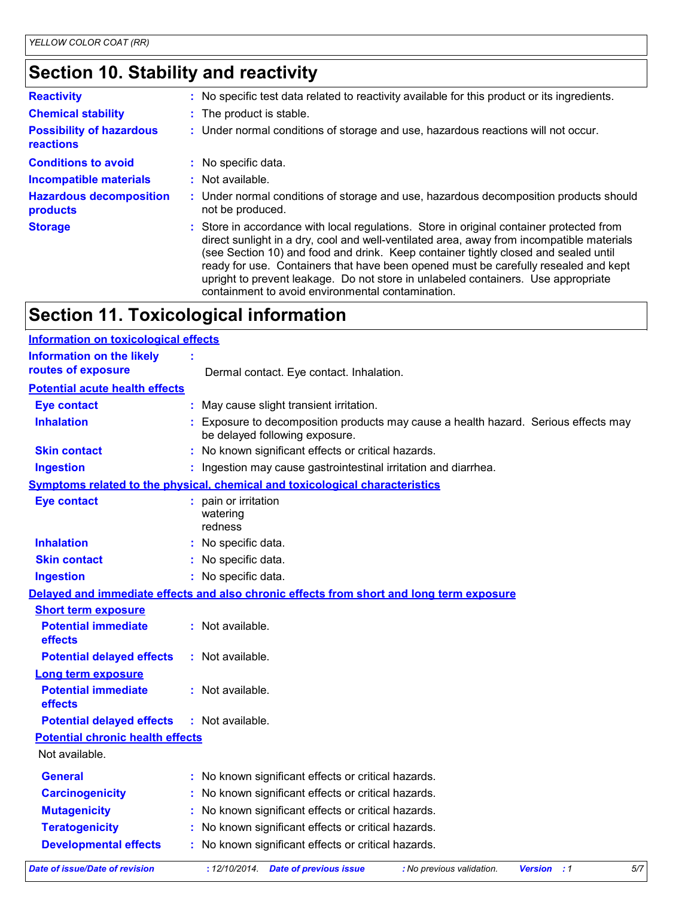## Section 10. Stability and reactivity

**Reactivity** : No specific test data related to reactivity available for this product or its ingredients.

**Chemical stability** : The product is stable.

**Possibility of hazardous reactions** : Under normal conditions of storage and use, hazardous reactions will not occur.

**Conditions to avoid** : No specific data.

**Incompatible materials** : Not available.

**Hazardous decomposition products** : Under normal conditions of storage and use, hazardous decomposition products should not be produced.

**Storage** : Store in accordance with local regulations. Store in original container protected from direct sunlight in a dry, cool and well-ventilated area, away from incompatible materials (see Section 10) and food and drink. Keep container tightly closed and sealed until ready for use. Containers that have been opened must be carefully resealed and kept upright to prevent leakage. Do not store in unlabeled containers. Use appropriate containment to avoid environmental contamination.

## Section 11. Toxicological information

### Information on toxicological effects

**Information on the likely routes of exposure** : Dermal contact. Eye contact. Inhalation.

#### Potential acute health effects

**Eye contact** : May cause slight transient irritation.

**Inhalation** : Exposure to decomposition products may cause a health hazard. Serious effects may be delayed following exposure.

**Skin contact** : No known significant effects or critical hazards.

**Ingestion** : Ingestion may cause gastrointestinal irritation and diarrhea.

#### Symptoms related to the physical, chemical and toxicological characteristics

**Eye contact** : pain or irritation
watering
redness

**Inhalation** : No specific data.

**Skin contact** : No specific data.

**Ingestion** : No specific data.

#### Delayed and immediate effects and also chronic effects from short and long term exposure

**Short term exposure**

**Potential immediate effects** : Not available.

**Potential delayed effects** : Not available.

**Long term exposure**

**Potential immediate effects** : Not available.

**Potential delayed effects** : Not available.

**Potential chronic health effects**

Not available.

**General** : No known significant effects or critical hazards.

**Carcinogenicity** : No known significant effects or critical hazards.

**Mutagenicity** : No known significant effects or critical hazards.

**Teratogenicity** : No known significant effects or critical hazards.

**Developmental effects** : No known significant effects or critical hazards.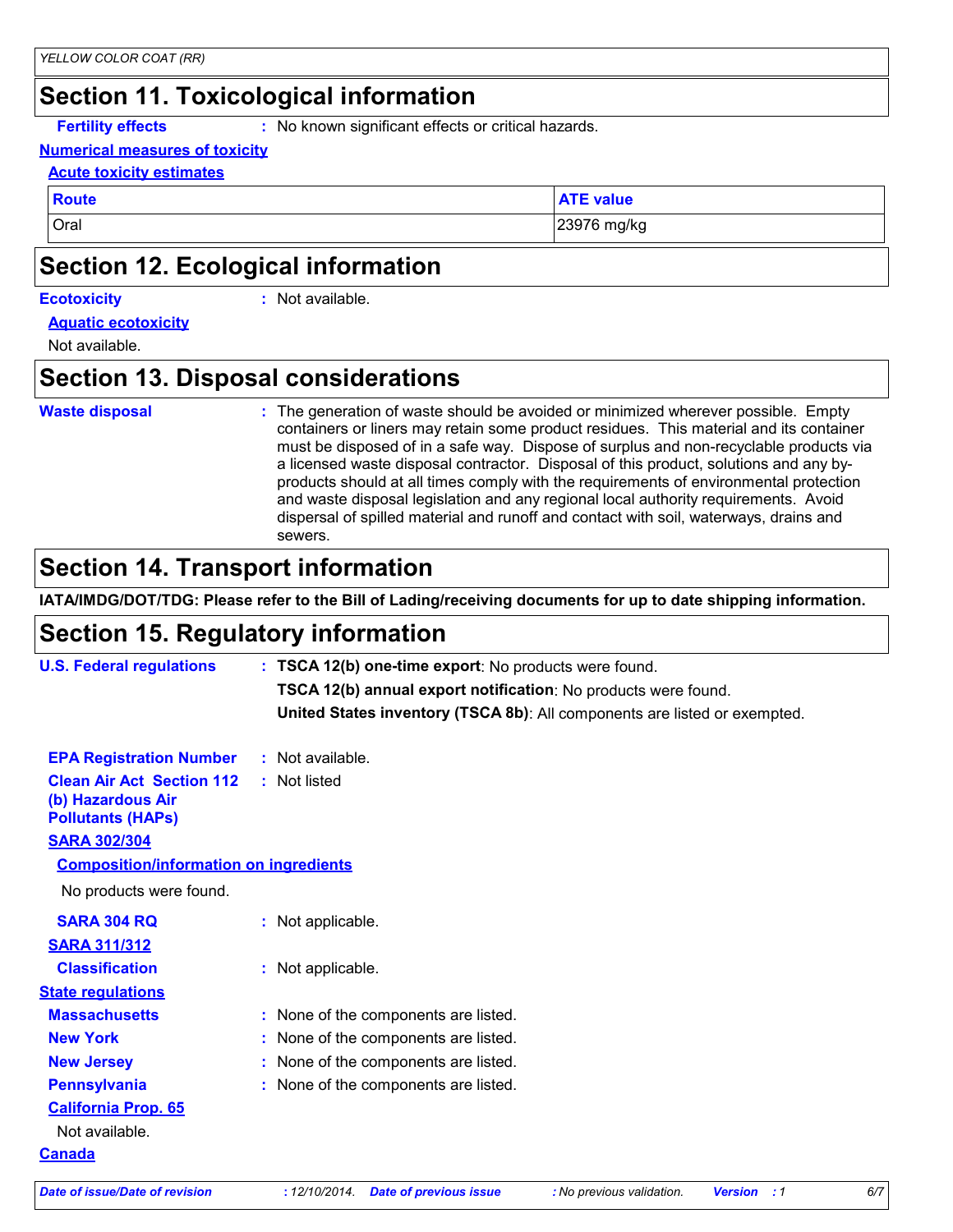# Section 11. Toxicological information

**Fertility effects** : No known significant effects or critical hazards.

**Numerical measures of toxicity**

**Acute toxicity estimates**

| Route | ATE value |
|---|---|
| Oral | 23976 mg/kg |

# Section 12. Ecological information

**Ecotoxicity** : Not available.

**Aquatic ecotoxicity**

Not available.

# Section 13. Disposal considerations

**Waste disposal** : The generation of waste should be avoided or minimized wherever possible. Empty containers or liners may retain some product residues. This material and its container must be disposed of in a safe way. Dispose of surplus and non-recyclable products via a licensed waste disposal contractor. Disposal of this product, solutions and any by-products should at all times comply with the requirements of environmental protection and waste disposal legislation and any regional local authority requirements. Avoid dispersal of spilled material and runoff and contact with soil, waterways, drains and sewers.

# Section 14. Transport information

**IATA/IMDG/DOT/TDG: Please refer to the Bill of Lading/receiving documents for up to date shipping information.**

# Section 15. Regulatory information

**U.S. Federal regulations** : **TSCA 12(b) one-time export**: No products were found.

**TSCA 12(b) annual export notification**: No products were found.

**United States inventory (TSCA 8b)**: All components are listed or exempted.

**EPA Registration Number** : Not available.

**Clean Air Act Section 112 (b) Hazardous Air Pollutants (HAPs)** : Not listed

**SARA 302/304**

**Composition/information on ingredients**

No products were found.

**SARA 304 RQ** : Not applicable.

**SARA 311/312**

**Classification** : Not applicable.

**State regulations**

**Massachusetts** : None of the components are listed.

**New York** : None of the components are listed.

**New Jersey** : None of the components are listed.

**Pennsylvania** : None of the components are listed.

**California Prop. 65**

Not available.

**Canada**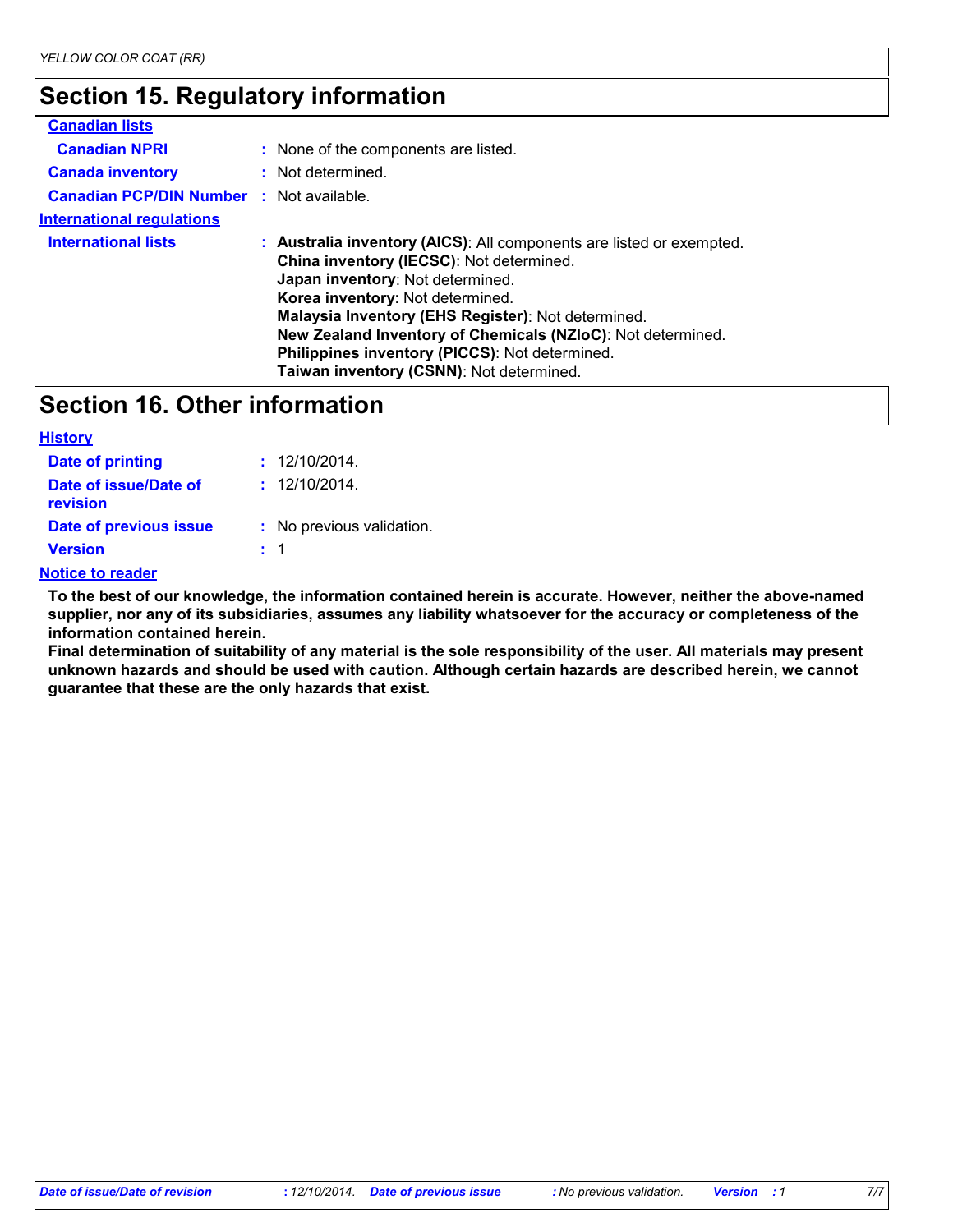## Section 15. Regulatory information

**Canadian lists**

**Canadian NPRI** : None of the components are listed.

**Canada inventory** : Not determined.

**Canadian PCP/DIN Number** : Not available.

**International regulations**

**International lists** :
**Australia inventory (AICS)**: All components are listed or exempted.
**China inventory (IECSC)**: Not determined.
**Japan inventory**: Not determined.
**Korea inventory**: Not determined.
**Malaysia Inventory (EHS Register)**: Not determined.
**New Zealand Inventory of Chemicals (NZIoC)**: Not determined.
**Philippines inventory (PICCS)**: Not determined.
**Taiwan inventory (CSNN)**: Not determined.

## Section 16. Other information

**History**

**Date of printing** : 12/10/2014.

**Date of issue/Date of revision** : 12/10/2014.

**Date of previous issue** : No previous validation.

**Version** : 1

**Notice to reader**

**To the best of our knowledge, the information contained herein is accurate. However, neither the above-named supplier, nor any of its subsidiaries, assumes any liability whatsoever for the accuracy or completeness of the information contained herein.**
**Final determination of suitability of any material is the sole responsibility of the user. All materials may present unknown hazards and should be used with caution. Although certain hazards are described herein, we cannot guarantee that these are the only hazards that exist.**